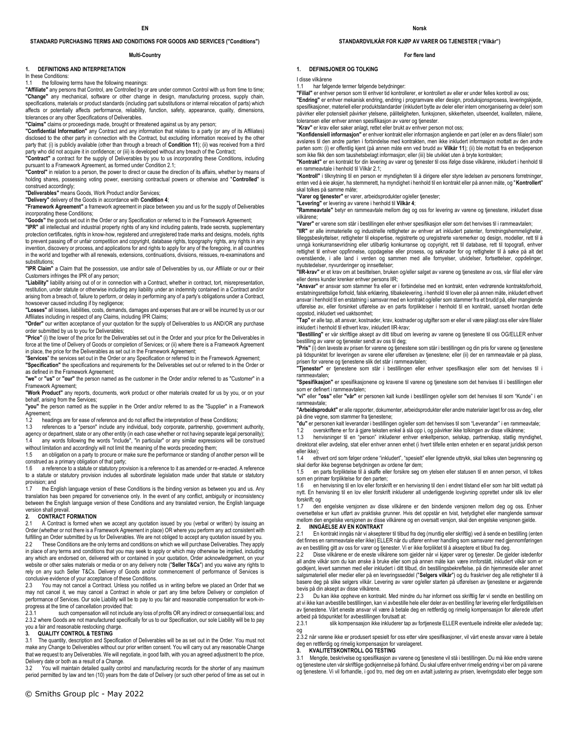**EN**

**STANDARD PURCHASING TERMS AND CONDITIONS FOR GOODS AND SERVICES ("Conditions")**

**Multi-Country**

**1. DEFINITIONS AND INTERPRETATION**

In these Conditions:

1.1 the following terms have the following meanings:

**"Affiliate"** any persons that Control, are Controlled by or are under common Control with us from time to time;

**"Change"** any mechanical, software or other change in design, manufacturing process, supply chain, specifications, materials or product standards (including part substitutions or internal relocation of parts) which affects or potentially affects performance, reliability, function, safety, appearance, quality, dimensions, tolerances or any other Specifications of Deliverables.

**"Claims"** claims or proceedings made, brought or threatened against us by any person;

**"Confidential Information"** any Contract and any information that relates to a party (or any of its Affiliates) disclosed to the other party in connection with the Contract, but excluding information received by the other party that: (i) is publicly available (other than through a breach of **Condition 11**); (ii) was received from a third party who did not acquire it in confidence; or (iii) is developed without any breach of the Contract;

**"Contract"** a contract for the supply of Deliverables by you to us incorporating these Conditions, including pursuant to a Framework Agreement, as formed under Condition 2.1;

**"Control"** in relation to a person, the power to direct or cause the direction of its affairs, whether by means of holding shares, possessing voting power, exercising contractual powers or otherwise and "**Controlled**" is construed accordingly;

**"Deliverables"** means Goods, Work Product and/or Services;

**"Delivery"** delivery of the Goods in accordance with **Condition 4**;

**"Framework Agreement"** a framework agreement in place between you and us for the supply of Deliverables incorporating these Conditions;

**"Goods"** the goods set out in the Order or any Specification or referred to in the Framework Agreement;

**"IPR"** all intellectual and industrial property rights of any kind including patents, trade secrets, supplementary protection certificates, rights in know-how, registered and unregistered trade marks and designs, models, rights to prevent passing off or unfair competition and copyright, database rights, topography rights, any rights in any invention, discovery or process, and applications for and rights to apply for any of the foregoing, in all countries in the world and together with all renewals, extensions, continuations, divisions, reissues, re-examinations and substitutions;

**"IPR Claim"** a Claim that the possession, use and/or sale of Deliverables by us, our Affiliate or our or their Customers infringes the IPR of any person;

**"Liability"** liability arising out of or in connection with a Contract, whether in contract, tort, misrepresentation, restitution, under statute or otherwise including any liability under an indemnity contained in a Contract and/or arising from a breach of, failure to perform, or delay in performing any of a party's obligations under a Contract, howsoever caused including if by negligence;

**"Losses"** all losses, liabilities, costs, demands, damages and expenses that are or will be incurred by us or our Affiliates including in respect of any Claims, including IPR Claims;

**"Order"** our written acceptance of your quotation for the supply of Deliverables to us AND/OR any purchase order submitted by us to you for Deliverables;

**"Price"** (i) the lower of the price for the Deliverables set out in the Order and your price for the Deliverables in force at the time of Delivery of Goods or completion of Services; or (ii) where there is a Framework Agreement in place, the price for the Deliverables as set out in the Framework Agreement;

**"Services"** the services set out in the Order or any Specification or referred to in the Framework Agreement;

**"Specification"** the specifications and requirements for the Deliverables set out or referred to in the Order or as defined in the Framework Agreement;

**"we"** or **"us"** or **"our"** the person named as the customer in the Order and/or referred to as "Customer" in a Framework Agreement;

**"Work Product"** any reports, documents, work product or other materials created for us by you, or on your behalf, arising from the Services;

**"you"** the person named as the supplier in the Order and/or referred to as the "Supplier" in a Framework Agreement;

1.2 headings are for ease of reference and do not affect the interpretation of these Conditions;

1.3 references to a "person" include any individual, body corporate, partnership, government authority, agency or department, state or any other entity (in each case whether or not having separate legal personality);

1.4 any words following the words "include", "in particular" or any similar expressions will be construed without limitation and accordingly will not limit the meaning of the words preceding them;

1.5 an obligation on a party to procure or make sure the performance or standing of another person will be construed as a primary obligation of that party;

1.6 a reference to a statute or statutory provision is a reference to it as amended or re-enacted. A reference to a statute or statutory provision includes all subordinate legislation made under that statute or statutory provision; and

1.7 the English language version of these Conditions is the binding version as between you and us. Any translation has been prepared for convenience only. In the event of any conflict, ambiguity or inconsistency between the English language version of these Conditions and any translated version, the English language version shall prevail.

**2. CONTRACT FORMATION**

2.1 A Contract is formed when we accept any quotation issued by you (verbal or written) by issuing an Order (whether or not there is a Framework Agreement in place) OR where you perform any act consistent with fulfilling an Order submitted by us for Deliverables. We are not obliged to accept any quotation issued by you.

2.2 These Conditions are the only terms and conditions on which we will purchase Deliverables. They apply in place of any terms and conditions that you may seek to apply or which may otherwise be implied, including any which are endorsed on, delivered with or contained in your quotation, Order acknowledgement, on your website or other sales materials or media or on any delivery note ("**Seller T&Cs**") and you waive any rights to rely on any such Seller T&Cs. Delivery of Goods and/or commencement of performance of Services is conclusive evidence of your acceptance of these Conditions.

2.3 You may not cancel a Contract. Unless you notified us in writing before we placed an Order that we may not cancel it, we may cancel a Contract in whole or part any time before Delivery or completion of performance of Services. Our sole Liability will be to pay to you fair and reasonable compensation for work-in-progress at the time of cancellation provided that:

2.3.1 such compensation will not include any loss of profits OR any indirect or consequential loss; and

2.3.2 where Goods are not manufactured specifically for us to our Specification, our sole Liability will be to pay you a fair and reasonable restocking charge.

**3. QUALITY CONTROL & TESTING**

3.1 The quantity, description and Specification of Deliverables will be as set out in the Order. You must not make any Change to Deliverables without our prior written consent. You will carry out any reasonable Change that we request to any Deliverables. We will negotiate, in good faith, with you an agreed adjustment to the price, Delivery date or both as a result of a Change.

3.2 You will maintain detailed quality control and manufacturing records for the shorter of any maximum period permitted by law and ten (10) years from the date of Delivery (or such other period of time as set out in

**Norsk**

**STANDARDVILKÅR FOR KJØP AV VARER OG TJENESTER ("Vilkår")**

**For flere land**

**1. DEFINISJONER OG TOLKING**

I disse vilkårene

1.1 har følgende termer følgende betydninger:

**"Filial"** er enhver person som til enhver tid kontrollerer, er kontrollert av eller er under felles kontroll av oss;

**"Endring"** er enhver mekanisk endring, endring i programvare eller design, produksjonsprosess, leveringskjede, spesifikasjoner, materiell eller produktstandarder (inkludert bytte av deler eller intern omorganisering av deler) som påvirker eller potensielt påvirker ytelsene, påliteligheten, funksjonen, sikkerheten, utseendet, kvaliteten, målene, toleransen eller enhver annen spesifikasjon av varer og tjenester.

**"Krav"** er krav eller saker anlagt, rettet eller brukt av enhver person mot oss;

**"Konfidensiell informasjon"** er enhver kontrakt eller informasjon angående en part (eller en av dens filialer) som avsløres til den andre parten i forbindelse med kontrakten, men ikke inkludert informasjon mottatt av den andre parten som: (i) er offentlig kjent (på annen måte enn ved brudd av **Vilkår 11**); (ii) ble mottatt fra en tredjeperson som ikke fikk den som taushetsbelagt informasjon; eller (iii) ble utviklet uten å bryte kontrakten;

**"Kontrakt"** er en kontrakt for din levering av varer og tjenester til oss ifølge disse vilkårene, inkludert i henhold til en rammeavtale i henhold til Vilkår 2.1;

**"Kontroll"** i tilknytning til en person er myndigheten til å dirigere eller styre ledelsen av personens forretninger, enten ved å eie aksjer, ha stemmerett, ha myndighet i henhold til en kontrakt eller på annen måte, og "**Kontrollert**" skal tolkes på samme måte;

**"Varer og tjenester"** er varer, arbeidsprodukter og/eller tjenester;

**"Levering"** er levering av varene i henhold til **Vilkår 4**;

**"Rammeavtale"** betyr en rammeavtale mellom deg og oss for levering av varene og tjenestene, inkludert disse vilkårene;

**"Varer"** er varene som står i bestillingen eller enhver spesifikasjon eller som det henvises til i rammeavtalen;

**"IIR"** er alle immaterielle og industrielle rettigheter av enhver art inkludert patenter, forretningshemmeligheter, tilleggsbeskyttelser, rettigheter til ekspertise, registrerte og uregistrerte varemerker og design, modeller, rett til å unngå konkurransevridning eller utilbørlig konkurranse og copyright, rett til database, rett til topografi, enhver rettighet til enhver oppfinnelse, oppdagelse eller prosess, og søknader for og rettigheter til å søke på alt det ovenstående, i alle land i verden og sammen med alle fornyelser, utvidelser, fortsettelser, oppdelinger, nyutstedelser, nyvurderinger og innsettelser;

**"IIR-krav"** er et krav om at besittelsen, bruken og/eller salget av varene og tjenestene av oss, vår filial eller våre eller deres kunder krenker enhver persons IIR;

**"Ansvar"** er ansvar som stammer fra eller er i forbindelse med en kontrakt, enten vedrørende kontraktsforhold, erstatningsrettslige forhold, falsk erklæring, tilbakelevering, i henhold til loven eller på annen måte, inkludert ethvert ansvar i henhold til en erstatning i samsvar med en kontrakt og/eller som stammer fra et brudd på, eller manglende utførelse av, eller forsinket utførelse av en parts forpliktelser i henhold til en kontrakt, uansett hvordan dette oppstod, inkludert ved uaktsomhet;

**"Tap"** er alle tap, alt ansvar, kostnader, krav, kostnader og utgifter som er eller vil være pålagt oss eller våre filialer inkludert i henhold til ethvert krav, inkludert IIR-krav;

**"Bestilling"** er vår skriftlige aksept av ditt tilbud om levering av varene og tjenestene til oss OG/ELLER enhver bestilling av varer og tjenester sendt av oss til deg;

**"Pris"** (i) den laveste av prisen for varene og tjenestene som står i bestillingen og din pris for varene og tjenestene på tidspunktet for leveringen av varene eller utførelsen av tjenestene; eller (ii) der en rammeavtale er på plass, prisen for varene og tjenestene slik det står i rammeavtalen;

**"Tjenester"** er tjenestene som står i bestillingen eller enhver spesifikasjon eller som det henvises til i rammeavtalen;

**"Spesifikasjon"** er spesifikasjonene og kravene til varene og tjenestene som det henvises til i bestillingen eller som er definert i rammeavtalen;

**"vi"** eller **"oss"** eller **"vår"** er personen kalt kunde i bestillingen og/eller som det henvises til som "Kunde" i en rammeavtale;

**"Arbeidsprodukt"** er alle rapporter, dokumenter, arbeidsprodukter eller andre materialer laget for oss av deg, eller på dine vegne, som stammer fra tjenestene;

**"du"** er personen kalt leverandør i bestillingen og/eller som det henvises til som "Leverandør" i en rammeavtale;

1.2 overskriftene er for å gjøre teksten enkel å slå opp i, og påvirker ikke tolkingen av disse vilkårene;

1.3 henvisninger til en "person" inkluderer enhver enkeltperson, selskap, partnerskap, statlig myndighet, direktorat eller avdeling, stat eller enhver annen enhet (i hvert tilfelle enten enheten er en separat juridisk person eller ikke);

1.4 ethvert ord som følger ordene "inkludert", "spesielt" eller lignende uttrykk, skal tolkes uten begrensning og skal derfor ikke begrense betydningen av ordene før dem;

1.5 en parts forpliktelse til å skaffe eller forsikre seg om ytelsen eller statusen til en annen person, vil tolkes som en primær forpliktelse for den parten;

1.6 en henvisning til en lov eller forskrift er en henvisning til den i endret tilstand eller som har blitt vedtatt på nytt. En henvisning til en lov eller forskrift inkluderer all underliggende lovgivning opprettet under slik lov eller forskrift; og

1.7 den engelske versjonen av disse vilkårene er den bindende versjonen mellom deg og oss. Enhver oversettelse er kun utført av praktiske grunner. Hvis det oppstår en tvist, tvetydighet eller manglende samsvar mellom den engelske versjonen av disse vilkårene og en oversatt versjon, skal den engelske versjonen gjelde.

**2. INNGÅELSE AV EN KONTRAKT**

2.1 En kontrakt inngås når vi aksepterer et tilbud fra deg (muntlig eller skriftlig) ved å sende en bestilling (enten det finnes en rammeavtale eller ikke) ELLER når du utfører enhver handling som samsvarer med gjennomføringen av en bestilling gitt av oss for varer og tjenester. Vi er ikke forpliktet til å akseptere et tilbud fra deg.

2.2 Disse vilkårene er de eneste vilkårene som gjelder når vi kjøper varer og tjenester. De gjelder istedenfor all andre vilkår som du kan ønske å bruke eller som på annen måte kan være innforstått, inkludert vilkår som er godkjent, levert sammen med eller inkludert i ditt tilbud, din bestillingsbekreftelse, på din hjemmeside eller annet salgsmateriell eller medier eller på en leveringsseddel ("**Selgers vilkår**") og du fraskriver deg alle rettigheter til å basere deg på slike selgers vilkår. Levering av varer og/eller starten på utførelsen av tjenester er avgjørende bevis på din aksept av disse vilkårene.

2.3 Du kan ikke oppheve en kontrakt. Med mindre du har informert oss skriftlig før vi sendte en bestilling om at vi ikke kan avbestille bestillingen, kan vi avbestille hele eller deler av en bestilling før levering eller ferdigstillelsen av tjenester. Vårt eneste ansvar vil være å betale deg en rettferdig og rimelig kompensasjon for allerede utført arbeid på tidspunktet for avbestillingen forutsatt at:

2.3.1 slik kompensasjon ikke inkluderer tap av fortjeneste ELLER eventuelle indirekte eller avledede tap; og

2.3.2 når varene ikke er produsert spesielt for oss etter våre spesifikasjoner, vil vårt eneste ansvar være å betale deg en rettferdig og rimelig kompensasjon for varelageret.

**3. KVALITETSKONTROLL OG TESTING**

3.1 Mengde, beskrivelse og spesifikasjon av varene og tjenestene vil stå i bestillingen. Du må ikke endre varene og tjenestene uten vår skriftlige godkjennelse på forhånd. Du skal utføre enhver rimelig endring vi ber om på varene og tjenestene. Vi vil forhandle, i god tro, med deg om en avtalt justering av prisen, leveringsdato eller begge som

© Smiths Group plc - May 2022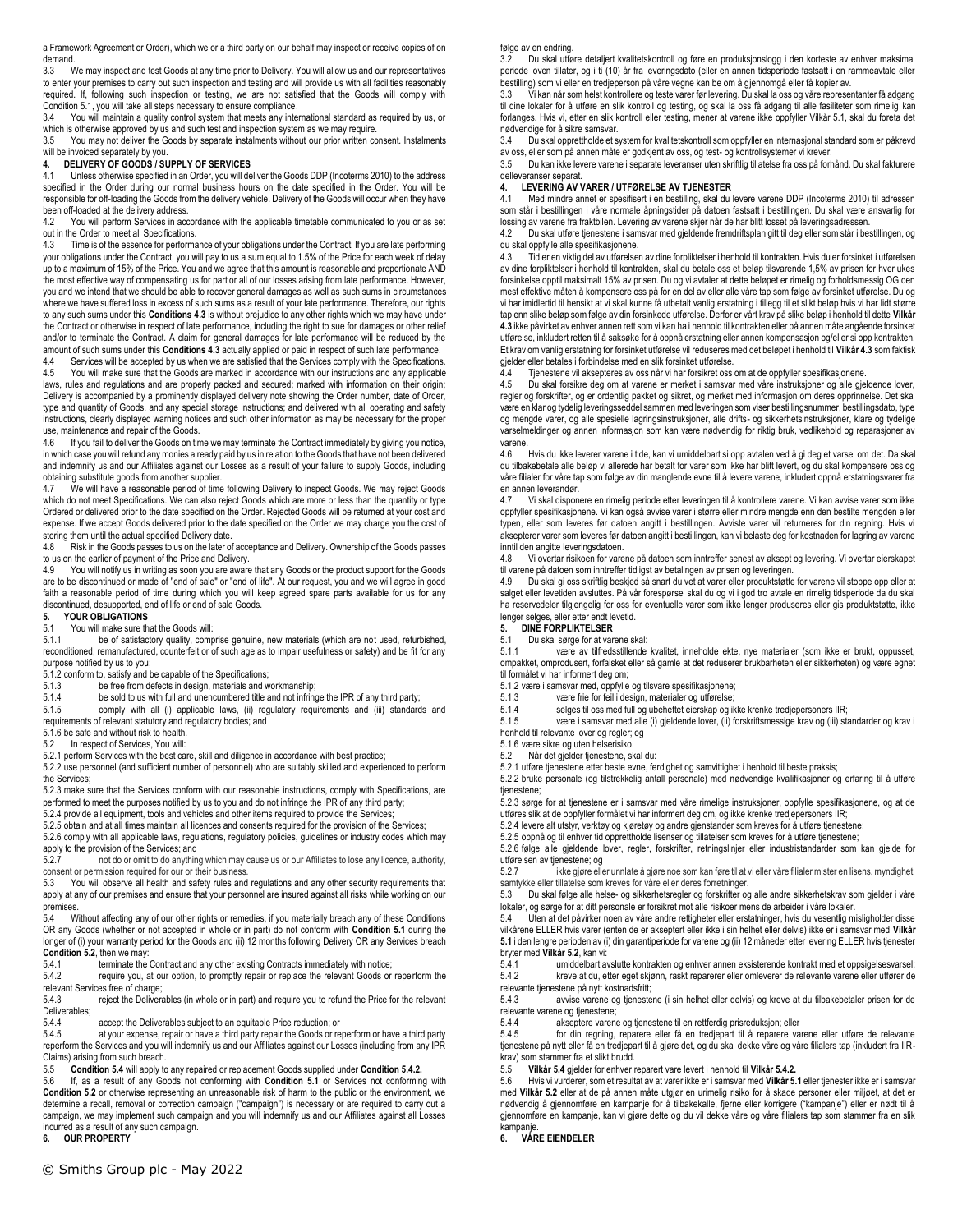a Framework Agreement or Order), which we or a third party on our behalf may inspect or receive copies of on demand.

3.3 We may inspect and test Goods at any time prior to Delivery. You will allow us and our representatives to enter your premises to carry out such inspection and testing and will provide us with all facilities reasonably required. If, following such inspection or testing, we are not satisfied that the Goods will comply with Condition 5.1, you will take all steps necessary to ensure compliance.

3.4 You will maintain a quality control system that meets any international standard as required by us, or which is otherwise approved by us and such test and inspection system as we may require.

3.5 You may not deliver the Goods by separate instalments without our prior written consent. Instalments will be invoiced separately by you.

**4. DELIVERY OF GOODS / SUPPLY OF SERVICES**

4.1 Unless otherwise specified in an Order, you will deliver the Goods DDP (Incoterms 2010) to the address specified in the Order during our normal business hours on the date specified in the Order. You will be responsible for off-loading the Goods from the delivery vehicle. Delivery of the Goods will occur when they have been off-loaded at the delivery address.

4.2 You will perform Services in accordance with the applicable timetable communicated to you or as set out in the Order to meet all Specifications.

4.3 Time is of the essence for performance of your obligations under the Contract. If you are late performing your obligations under the Contract, you will pay to us a sum equal to 1.5% of the Price for each week of delay up to a maximum of 15% of the Price. You and we agree that this amount is reasonable and proportionate AND the most effective way of compensating us for part or all of our losses arising from late performance. However, you and we intend that we should be able to recover general damages as well as such sums in circumstances where we have suffered loss in excess of such sums as a result of your late performance. Therefore, our rights to any such sums under this **Conditions 4.3** is without prejudice to any other rights which we may have under the Contract or otherwise in respect of late performance, including the right to sue for damages or other relief and/or to terminate the Contract. A claim for general damages for late performance will be reduced by the amount of such sums under this **Conditions 4.3** actually applied or paid in respect of such late performance.

4.4 Services will be accepted by us when we are satisfied that the Services comply with the Specifications.

4.5 You will make sure that the Goods are marked in accordance with our instructions and any applicable laws, rules and regulations and are properly packed and secured; marked with information on their origin; Delivery is accompanied by a prominently displayed delivery note showing the Order number, date of Order, type and quantity of Goods, and any special storage instructions; and delivered with all operating and safety instructions, clearly displayed warning notices and such other information as may be necessary for the proper use, maintenance and repair of the Goods.

4.6 If you fail to deliver the Goods on time we may terminate the Contract immediately by giving you notice, in which case you will refund any monies already paid by us in relation to the Goods that have not been delivered and indemnify us and our Affiliates against our Losses as a result of your failure to supply Goods, including obtaining substitute goods from another supplier.

4.7 We will have a reasonable period of time following Delivery to inspect Goods. We may reject Goods which do not meet Specifications. We can also reject Goods which are more or less than the quantity or type Ordered or delivered prior to the date specified on the Order. Rejected Goods will be returned at your cost and expense. If we accept Goods delivered prior to the date specified on the Order we may charge you the cost of storing them until the actual specified Delivery date.

4.8 Risk in the Goods passes to us on the later of acceptance and Delivery. Ownership of the Goods passes to us on the earlier of payment of the Price and Delivery.

4.9 You will notify us in writing as soon you are aware that any Goods or the product support for the Goods are to be discontinued or made of "end of sale" or "end of life". At our request, you and we will agree in good faith a reasonable period of time during which you will keep agreed spare parts available for us for any discontinued, desupported, end of life or end of sale Goods.

**5. YOUR OBLIGATIONS**

5.1 You will make sure that the Goods will:

5.1.1 be of satisfactory quality, comprise genuine, new materials (which are not used, refurbished, reconditioned, remanufactured, counterfeit or of such age as to impair usefulness or safety) and be fit for any purpose notified by us to you;

5.1.2 conform to, satisfy and be capable of the Specifications;

5.1.3 be free from defects in design, materials and workmanship;

5.1.4 be sold to us with full and unencumbered title and not infringe the IPR of any third party;

5.1.5 comply with all (i) applicable laws, (ii) regulatory requirements and (iii) standards and requirements of relevant statutory and regulatory bodies; and

5.1.6 be safe and without risk to health.

5.2 In respect of Services, You will:

5.2.1 perform Services with the best care, skill and diligence in accordance with best practice;

5.2.2 use personnel (and sufficient number of personnel) who are suitably skilled and experienced to perform the Services;

5.2.3 make sure that the Services conform with our reasonable instructions, comply with Specifications, are performed to meet the purposes notified by us to you and do not infringe the IPR of any third party;

5.2.4 provide all equipment, tools and vehicles and other items required to provide the Services;

5.2.5 obtain and at all times maintain all licences and consents required for the provision of the Services;

5.2.6 comply with all applicable laws, regulations, regulatory policies, guidelines or industry codes which may apply to the provision of the Services; and

5.2.7 not do or omit to do anything which may cause us or our Affiliates to lose any licence, authority, consent or permission required for our or their business.

5.3 You will observe all health and safety rules and regulations and any other security requirements that apply at any of our premises and ensure that your personnel are insured against all risks while working on our premises.

5.4 Without affecting any of our other rights or remedies, if you materially breach any of these Conditions OR any Goods (whether or not accepted in whole or in part) do not conform with **Condition 5.1** during the longer of (i) your warranty period for the Goods and (ii) 12 months following Delivery OR any Services breach **Condition 5.2**, then we may:

5.4.1 terminate the Contract and any other existing Contracts immediately with notice;

5.4.2 require you, at our option, to promptly repair or replace the relevant Goods or reperform the relevant Services free of charge;

5.4.3 reject the Deliverables (in whole or in part) and require you to refund the Price for the relevant Deliverables;

5.4.4 accept the Deliverables subject to an equitable Price reduction; or

5.4.5 at your expense, repair or have a third party repair the Goods or reperform or have a third party reperform the Services and you will indemnify us and our Affiliates against our Losses (including from any IPR Claims) arising from such breach.

5.5 **Condition 5.4** will apply to any repaired or replacement Goods supplied under **Condition 5.4.2.**

5.6 If, as a result of any Goods not conforming with **Condition 5.1** or Services not conforming with **Condition 5.2** or otherwise representing an unreasonable risk of harm to the public or the environment, we determine a recall, removal or correction campaign ("campaign") is necessary or are required to carry out a campaign, we may implement such campaign and you will indemnify us and our Affiliates against all Losses incurred as a result of any such campaign.

**6. OUR PROPERTY**

følge av en endring.

3.2 Du skal utføre detaljert kvalitetskontroll og føre en produksjonslogg i den korteste av enhver maksimal periode loven tillater, og i ti (10) år fra leveringsdato (eller en annen tidsperiode fastsatt i en rammeavtale eller bestilling) som vi eller en tredjeperson på våre vegne kan be om å gjennomgå eller få kopier av.

3.3 Vi kan når som helst kontrollere og teste varer før levering. Du skal la oss og våre representanter få adgang til dine lokaler for å utføre en slik kontroll og testing, og skal la oss få adgang til alle fasiliteter som rimelig kan forlanges. Hvis vi, etter en slik kontroll eller testing, mener at varene ikke oppfyller Vilkår 5.1, skal du foreta det nødvendige for å sikre samsvar.

3.4 Du skal opprettholde et system for kvalitetskontroll som oppfyller en internasjonal standard som er påkrevd av oss, eller som på annen måte er godkjent av oss, og test- og kontrollsystemer vi krever.

3.5 Du kan ikke levere varene i separate leveranser uten skriftlig tillatelse fra oss på forhånd. Du skal fakturere delleveranser separat.

**4. LEVERING AV VARER / UTFØRELSE AV TJENESTER**

4.1 Med mindre annet er spesifisert i en bestilling, skal du levere varene DDP (Incoterms 2010) til adressen som står i bestillingen i våre normale åpningstider på datoen fastsatt i bestillingen. Du skal være ansvarlig for lossing av varene fra fraktbilen. Levering av varene skjer når de har blitt losset på leveringsadressen.

4.2 Du skal utføre tjenestene i samsvar med gjeldende fremdriftsplan gitt til deg eller som står i bestillingen, og du skal oppfylle alle spesifikasjonene.

4.3 Tid er en viktig del av utførelsen av dine forpliktelser i henhold til kontrakten. Hvis du er forsinket i utførelsen av dine forpliktelser i henhold til kontrakten, skal du betale oss et beløp tilsvarende 1,5% av prisen for hver ukes forsinkelse opptil maksimalt 15% av prisen. Du og vi avtaler at dette beløpet er rimelig og forholdsmessig OG den mest effektive måten å kompensere oss på for en del av eller alle våre tap som følge av forsinket utførelse. Du og vi har imidlertid til hensikt at vi skal kunne få utbetalt vanlig erstatning i tillegg til et slikt beløp hvis vi har lidt større tap enn slike beløp som følge av din forsinkede utførelse. Derfor er vårt krav på slike beløp i henhold til dette **Vilkår 4.3** ikke påvirket av enhver annen rett som vi kan ha i henhold til kontrakten eller på annen måte angående forsinket utførelse, inkludert retten til å saksøke for å oppnå erstatning eller annen kompensasjon og/eller si opp kontrakten. Et krav om vanlig erstatning for forsinket utførelse vil reduseres med det beløpet i henhold til **Vilkår 4.3** som faktisk gjelder eller betales i forbindelse med en slik forsinket utførelse.

4.4 Tjenestene vil aksepteres av oss når vi har forsikret oss om at de oppfyller spesifikasjonene.

4.5 Du skal forsikre deg om at varene er merket i samsvar med våre instruksjoner og alle gjeldende lover, regler og forskrifter, og er ordentlig pakket og sikret, og merket med informasjon om deres opprinnelse. Det skal være en klar og tydelig leveringsseddel sammen med leveringen som viser bestillingsnummer, bestillingsdato, type og mengde varer, og alle spesielle lagringsinstruksjoner, alle drifts- og sikkerhetsinstruksjoner, klare og tydelige varselmeldinger og annen informasjon som kan være nødvendig for riktig bruk, vedlikehold og reparasjoner av varene.

4.6 Hvis du ikke leverer varene i tide, kan vi umiddelbart si opp avtalen ved å gi deg et varsel om det. Da skal du tilbakebetale alle beløp vi allerede har betalt for varer som ikke har blitt levert, og du skal kompensere oss og våre filialer for våre tap som følge av din manglende evne til å levere varene, inkludert oppnå erstatningsvarer fra en annen leverandør.

4.7 Vi skal disponere en rimelig periode etter leveringen til å kontrollere varene. Vi kan avvise varer som ikke oppfyller spesifikasjonene. Vi kan også avvise varer i større eller mindre mengde enn den bestilte mengden eller typen, eller som leveres før datoen angitt i bestillingen. Avviste varer vil returneres for din regning. Hvis vi aksepterer varer som leveres før datoen angitt i bestillingen, kan vi belaste deg for kostnaden for lagring av varene inntil den angitte leveringsdatoen.

4.8 Vi overtar risikoen for varene på datoen som inntreffer senest av aksept og levering. Vi overtar eierskapet til varene på datoen som inntreffer tidligst av betalingen av prisen og leveringen.

4.9 Du skal gi oss skriftlig beskjed så snart du vet at varer eller produktstøtte for varene vil stoppe opp eller at salget eller levetiden avsluttes. På vår forespørsel skal du og vi i god tro avtale en rimelig tidsperiode da du skal ha reservedeler tilgjengelig for oss for eventuelle varer som ikke lenger produseres eller gis produktstøtte, ikke lenger selges, eller etter endt levetid.

**5. DINE FORPLIKTELSER**

5.1 Du skal sørge for at varene skal:

5.1.1 være av tilfredsstillende kvalitet, inneholde ekte, nye materialer (som ikke er brukt, oppusset, ompakket, omprodusert, forfalsket eller så gamle at det reduserer brukbarheten eller sikkerheten) og være egnet til formålet vi har informert deg om;

5.1.2 være i samsvar med, oppfylle og tilsvare spesifikasjonene;

5.1.3 være frie for feil i design, materialer og utførelse;

5.1.4 selges til oss med full og ubeheftet eierskap og ikke krenke tredjepersoners IIR;

5.1.5 være i samsvar med alle (i) gjeldende lover, (ii) forskriftsmessige krav og (iii) standarder og krav i henhold til relevante lover og regler; og

5.1.6 være sikre og uten helserisiko.

5.2 Når det gjelder tjenestene, skal du:

5.2.1 utføre tjenestene etter beste evne, ferdighet og samvittighet i henhold til beste praksis;

5.2.2 bruke personale (og tilstrekkelig antall personale) med nødvendige kvalifikasjoner og erfaring til å utføre tjenestene;

5.2.3 sørge for at tjenestene er i samsvar med våre rimelige instruksjoner, oppfylle spesifikasjonene, og at de utføres slik at de oppfyller formålet vi har informert deg om, og ikke krenke tredjepersoners IIR;

5.2.4 levere alt utstyr, verktøy og kjøretøy og andre gjenstander som kreves for å utføre tjenestene;

5.2.5 oppnå og til enhver tid opprettholde lisenser og tillatelser som kreves for å utføre tjenestene;

5.2.6 følge alle gjeldende lover, regler, forskrifter, retningslinjer eller industristandarder som kan gjelde for utførelsen av tjenestene; og

5.2.7 ikke gjøre eller unnlate å gjøre noe som kan føre til at vi eller våre filialer mister en lisens, myndighet, samtykke eller tillatelse som kreves for våre eller deres forretninger.

5.3 Du skal følge alle helse- og sikkerhetsregler og forskrifter og alle andre sikkerhetskrav som gjelder i våre lokaler, og sørge for at ditt personale er forsikret mot alle risikoer mens de arbeider i våre lokaler.

5.4 Uten at det påvirker noen av våre andre rettigheter eller erstatninger, hvis du vesentlig misligholder disse vilkårene ELLER hvis varer (enten de er akseptert eller ikke i sin helhet eller delvis) ikke er i samsvar med **Vilkår 5.1** i den lengre perioden av (i) din garantiperiode for varene og (ii) 12 måneder etter levering ELLER hvis tjenester bryter med **Vilkår 5.2**, kan vi:

5.4.1 umiddelbart avslutte kontrakten og enhver annen eksisterende kontrakt med et oppsigelsesvarsel;

5.4.2 kreve at du, etter eget skjønn, raskt reparerer eller omleverer de relevante varene eller utfører de relevante tjenestene på nytt kostnadsfritt;

5.4.3 avvise varene og tjenestene (i sin helhet eller delvis) og kreve at du tilbakebetaler prisen for de relevante varene og tjenestene;

5.4.4 akseptere varene og tjenestene til en rettferdig prisreduksjon; eller

5.4.5 for din regning, reparere eller få en tredjepart til å reparere varene eller utføre de relevante tjenestene på nytt eller få en tredjepart til å gjøre det, og du skal dekke våre og våre filialers tap (inkludert fra IIR-krav) som stammer fra et slikt brudd.

5.5 **Vilkår 5.4** gjelder for enhver reparert vare levert i henhold til **Vilkår 5.4.2.**

5.6 Hvis vi vurderer, som et resultat av at varer ikke er i samsvar med **Vilkår 5.1** eller tjenester ikke er i samsvar med **Vilkår 5.2** eller at de på annen måte utgjør en urimelig risiko for å skade personer eller miljøet, at det er nødvendig å gjennomføre en kampanje for å tilbakekalle, fjerne eller korrigere ("kampanje") eller er nødt til å gjennomføre en kampanje, kan vi gjøre dette og du vil dekke våre og våre filialers tap som stammer fra en slik kampanje.

**6. VÅRE EIENDELER**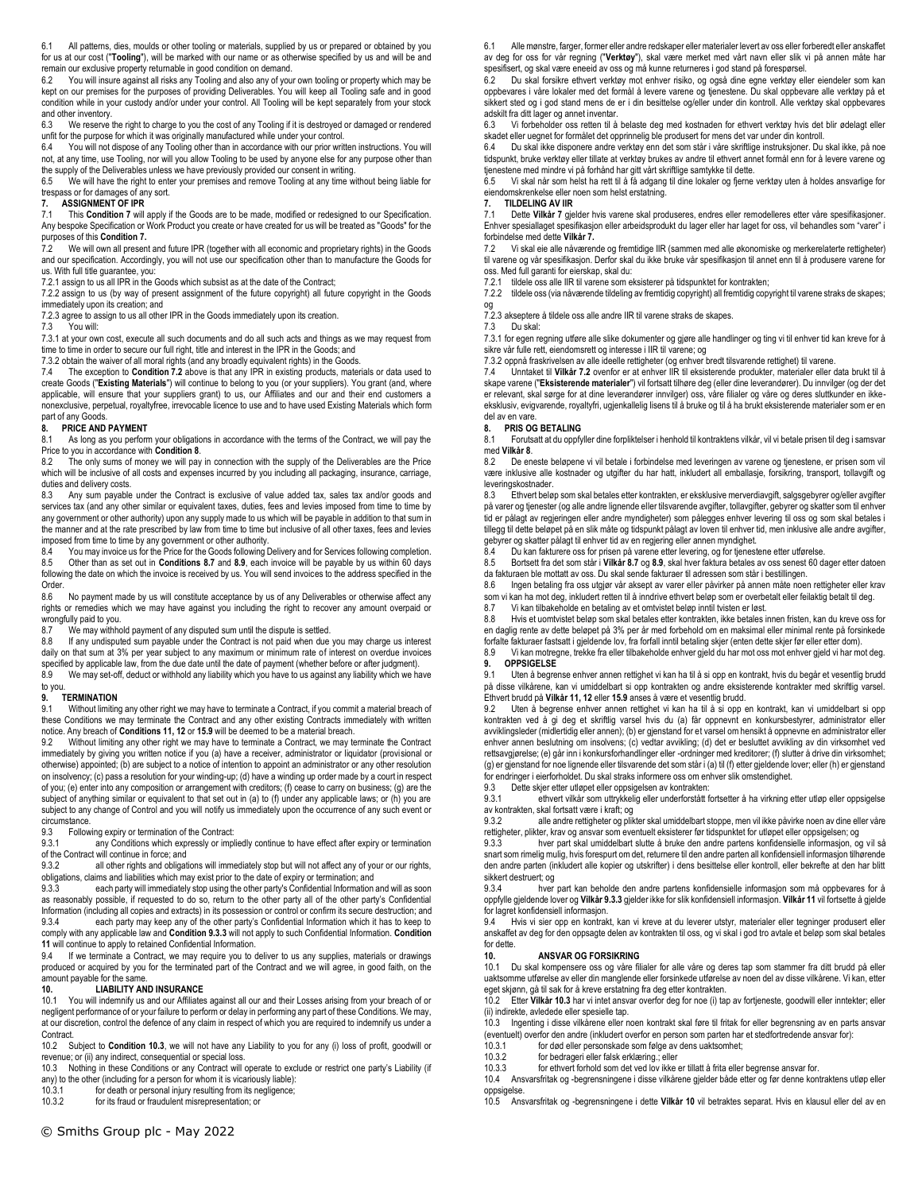6.1 All patterns, dies, moulds or other tooling or materials, supplied by us or prepared or obtained by you for us at our cost ("**Tooling**"), will be marked with our name or as otherwise specified by us and will be and remain our exclusive property returnable in good condition on demand.

6.2 You will insure against all risks any Tooling and also any of your own tooling or property which may be kept on our premises for the purposes of providing Deliverables. You will keep all Tooling safe and in good condition while in your custody and/or under your control. All Tooling will be kept separately from your stock and other inventory.

6.3 We reserve the right to charge to you the cost of any Tooling if it is destroyed or damaged or rendered unfit for the purpose for which it was originally manufactured while under your control.

6.4 You will not dispose of any Tooling other than in accordance with our prior written instructions. You will not, at any time, use Tooling, nor will you allow Tooling to be used by anyone else for any purpose other than the supply of the Deliverables unless we have previously provided our consent in writing.

6.5 We will have the right to enter your premises and remove Tooling at any time without being liable for trespass or for damages of any sort.

## 7. ASSIGNMENT OF IPR

7.1 This **Condition 7** will apply if the Goods are to be made, modified or redesigned to our Specification. Any bespoke Specification or Work Product you create or have created for us will be treated as "Goods" for the purposes of this **Condition 7.**

7.2 We will own all present and future IPR (together with all economic and proprietary rights) in the Goods and our specification. Accordingly, you will not use our specification other than to manufacture the Goods for us. With full title guarantee, you:

7.2.1 assign to us all IPR in the Goods which subsist as at the date of the Contract;

7.2.2 assign to us (by way of present assignment of the future copyright) all future copyright in the Goods immediately upon its creation; and

7.2.3 agree to assign to us all other IPR in the Goods immediately upon its creation.

7.3 You will:

7.3.1 at your own cost, execute all such documents and do all such acts and things as we may request from time to time in order to secure our full right, title and interest in the IPR in the Goods; and

7.3.2 obtain the waiver of all moral rights (and any broadly equivalent rights) in the Goods.

7.4 The exception to **Condition 7.2** above is that any IPR in existing products, materials or data used to create Goods ("**Existing Materials**") will continue to belong to you (or your suppliers). You grant (and, where applicable, will ensure that your suppliers grant) to us, our Affiliates and our and their end customers a nonexclusive, perpetual, royaltyfree, irrevocable licence to use and to have used Existing Materials which form part of any Goods.

## 8. PRICE AND PAYMENT

8.1 As long as you perform your obligations in accordance with the terms of the Contract, we will pay the Price to you in accordance with **Condition 8**.

8.2 The only sums of money we will pay in connection with the supply of the Deliverables are the Price which will be inclusive of all costs and expenses incurred by you including all packaging, insurance, carriage, duties and delivery costs.

8.3 Any sum payable under the Contract is exclusive of value added tax, sales tax and/or goods and services tax (and any other similar or equivalent taxes, duties, fees and levies imposed from time to time by any government or other authority) upon any supply made to us which will be payable in addition to that sum in the manner and at the rate prescribed by law from time to time but inclusive of all other taxes, fees and levies imposed from time to time by any government or other authority.

8.4 You may invoice us for the Price for the Goods following Delivery and for Services following completion.

8.5 Other than as set out in **Conditions 8.7** and **8.9**, each invoice will be payable by us within 60 days following the date on which the invoice is received by us. You will send invoices to the address specified in the Order.

8.6 No payment made by us will constitute acceptance by us of any Deliverables or otherwise affect any rights or remedies which we may have against you including the right to recover any amount overpaid or wrongfully paid to you.

8.7 We may withhold payment of any disputed sum until the dispute is settled.

8.8 If any undisputed sum payable under the Contract is not paid when due you may charge us interest daily on that sum at 3% per year subject to any maximum or minimum rate of interest on overdue invoices specified by applicable law, from the due date until the date of payment (whether before or after judgment).

8.9 We may set-off, deduct or withhold any liability which you have to us against any liability which we have to you.

## 9. TERMINATION

9.1 Without limiting any other right we may have to terminate a Contract, if you commit a material breach of these Conditions we may terminate the Contract and any other existing Contracts immediately with written notice. Any breach of **Conditions 11, 12** or **15.9** will be deemed to be a material breach.

9.2 Without limiting any other right we may have to terminate a Contract, we may terminate the Contract immediately by giving you written notice if you (a) have a receiver, administrator or liquidator (provisional or otherwise) appointed; (b) are subject to a notice of intention to appoint an administrator or other resolution on insolvency; (c) pass a resolution for your winding-up; (d) have a winding up order made by a court in respect of you; (e) enter into any composition or arrangement with creditors; (f) cease to carry on business; (g) are the subject of anything similar or equivalent to that set out in (a) to (f) under any applicable laws; or (h) you are subject to any change of Control and you will notify us immediately upon the occurrence of any such event or circumstance.

9.3 Following expiry or termination of the Contract:

9.3.1 any Conditions which expressly or impliedly continue to have effect after expiry or termination of the Contract will continue in force; and

9.3.2 all other rights and obligations will immediately stop but will not affect any of your or our rights, obligations, claims and liabilities which may exist prior to the date of expiry or termination; and

9.3.3 each party will immediately stop using the other party's Confidential Information and will as soon as reasonably possible, if requested to do so, return to the other party all of the other party's Confidential Information (including all copies and extracts) in its possession or control or confirm its secure destruction; and

9.3.4 each party may keep any of the other party's Confidential Information which it has to keep to comply with any applicable law and **Condition 9.3.3** will not apply to such Confidential Information. **Condition 11** will continue to apply to retained Confidential Information.

9.4 If we terminate a Contract, we may require you to deliver to us any supplies, materials or drawings produced or acquired by you for the terminated part of the Contract and we will agree, in good faith, on the amount payable for the same.

## 10. LIABILITY AND INSURANCE

10.1 You will indemnify us and our Affiliates against all our and their Losses arising from your breach of or negligent performance of or your failure to perform or delay in performing any part of these Conditions. We may, at our discretion, control the defence of any claim in respect of which you are required to indemnify us under a Contract.

10.2 Subject to **Condition 10.3**, we will not have any Liability to you for any (i) loss of profit, goodwill or revenue; or (ii) any indirect, consequential or special loss.

10.3 Nothing in these Conditions or any Contract will operate to exclude or restrict one party's Liability (if any) to the other (including for a person for whom it is vicariously liable):

10.3.1 for death or personal injury resulting from its negligence;

10.3.2 for its fraud or fraudulent misrepresentation; or

© Smiths Group plc - May 2022

6.1 Alle mønstre, farger, former eller andre redskaper eller materialer levert av oss eller forberedt eller anskaffet av deg for oss for vår regning ("**Verktøy**"), skal være merket med vårt navn eller slik vi på annen måte har spesifisert, og skal være eneeid av oss og må kunne returneres i god stand på forespørsel.

6.2 Du skal forsikre ethvert verktøy mot enhver risiko, og også dine egne verktøy eller eiendeler som kan oppbevares i våre lokaler med det formål å levere varene og tjenestene. Du skal oppbevare alle verktøy på et sikkert sted og i god stand mens de er i din besittelse og/eller under din kontroll. Alle verktøy skal oppbevares adskilt fra ditt lager og annet inventar.

6.3 Vi forbeholder oss retten til å belaste deg med kostnaden for ethvert verktøy hvis det blir ødelagt eller skadet eller uegnet for formålet det opprinnelig ble produsert for mens det var under din kontroll.

6.4 Du skal ikke disponere andre verktøy enn det som står i våre skriftlige instruksjoner. Du skal ikke, på noe tidspunkt, bruke verktøy eller tillate at verktøy brukes av andre til ethvert annet formål enn for å levere varene og tjenestene med mindre vi på forhånd har gitt vårt skriftlige samtykke til dette.

6.5 Vi skal når som helst ha rett til å få adgang til dine lokaler og fjerne verktøy uten å holdes ansvarlige for eiendomskrenkelse eller noen som helst erstatning.

## 7. TILDELING AV IIR

7.1 Dette **Vilkår 7** gjelder hvis varene skal produseres, endres eller remodelleres etter våre spesifikasjoner. Enhver spesiallaget spesifikasjon eller arbeidsprodukt du lager eller har laget for oss, vil behandles som "varer" i forbindelse med dette **Vilkår 7.**

7.2 Vi skal eie alle nåværende og fremtidige IIR (sammen med alle økonomiske og merkerelaterte rettigheter) til varene og vår spesifikasjon. Derfor skal du ikke bruke vår spesifikasjon til annet enn til å produsere varene for oss. Med full garanti for eierskap, skal du:

7.2.1 tildele oss alle IIR til varene som eksisterer på tidspunktet for kontrakten;

7.2.2 tildele oss (via nåværende tildeling av fremtidig copyright) all fremtidig copyright til varene straks de skapes; og

7.2.3 akseptere å tildele oss alle andre IIR til varene straks de skapes.

7.3 Du skal:

7.3.1 for egen regning utføre alle slike dokumenter og gjøre alle handlinger og ting vi til enhver tid kan kreve for å sikre vår fulle rett, eiendomsrett og interesse i IIR til varene; og

7.3.2 oppnå fraskrivelsen av alle ideelle rettigheter (og enhver bredt tilsvarende rettighet) til varene.

7.4 Unntaket til **Vilkår 7.2** ovenfor er at enhver IIR til eksisterende produkter, materialer eller data brukt til å skape varene ("**Eksisterende materialer**") vil fortsatt tilhøre deg (eller dine leverandører). Du innvilger (og der det er relevant, skal sørge for at dine leverandører innvilger) oss, våre filialer og våre og deres sluttkunder en ikke-eksklusiv, evigvarende, royaltyfri, ugjenkallelig lisens til å bruke og til å ha brukt eksisterende materialer som er en del av en vare.

## 8. PRIS OG BETALING

8.1 Forutsatt at du oppfyller dine forpliktelser i henhold til kontraktens vilkår, vil vi betale prisen til deg i samsvar med **Vilkår 8**.

8.2 De eneste beløpene vi vil betale i forbindelse med leveringen av varene og tjenestene, er prisen som vil være inklusive alle kostnader og utgifter du har hatt, inkludert all emballasje, forsikring, transport, tollavgift og leveringskostnader.

8.3 Ethvert beløp som skal betales etter kontrakten, er eksklusive merverdiavgift, salgsgebyrer og/eller avgifter på varer og tjenester (og alle andre lignende eller tilsvarende avgifter, tollavgifter, gebyrer og skatter som til enhver tid er pålagt av regjeringen eller andre myndigheter) som pålegges enhver levering til oss og som skal betales i tillegg til dette beløpet på en slik måte og tidspunkt pålagt av loven til enhver tid, men inklusive alle andre avgifter, gebyrer og skatter pålagt til enhver tid av en regjering eller annen myndighet.

8.4 Du kan fakturere oss for prisen på varene etter levering, og for tjenestene etter utførelse.

8.5 Bortsett fra det som står i **Vilkår 8.7** og **8.9**, skal hver faktura betales av oss senest 60 dager etter datoen da fakturaen ble mottatt av oss. Du skal sende fakturaer til adressen som står i bestillingen.

8.6 Ingen betaling fra oss utgjør vår aksept av varer eller påvirker på annen måte noen rettigheter eller krav som vi kan ha mot deg, inkludert retten til å inndrive ethvert beløp som er overbetalt eller feilaktig betalt til deg.

8.7 Vi kan tilbakeholde en betaling av et omtvistet beløp inntil tvisten er løst.

8.8 Hvis et uomtvistet beløp som skal betales etter kontrakten, ikke betales innen fristen, kan du kreve oss for en daglig rente av dette beløpet på 3% per år med forbehold om en maksimal eller minimal rente på forsinkede forfalte fakturaer fastsatt i gjeldende lov, fra forfall inntil betaling skjer (enten dette skjer før eller etter dom).

8.9 Vi kan motregne, trekke fra eller tilbakeholde enhver gjeld du har mot oss mot enhver gjeld vi har mot deg.

## 9. OPPSIGELSE

9.1 Uten å begrense enhver annen rettighet vi kan ha til å si opp en kontrakt, hvis du begår et vesentlig brudd på disse vilkårene, kan vi umiddelbart si opp kontrakten og andre eksisterende kontrakter med skriftlig varsel. Ethvert brudd på **Vilkår 11, 12** eller **15.9** anses å være et vesentlig brudd.

9.2 Uten å begrense enhver annen rettighet vi kan ha til å si opp en kontrakt, kan vi umiddelbart si opp kontrakten ved å gi deg et skriftlig varsel hvis du (a) får oppnevnt en konkursbestyrer, administrator eller avviklingsleder (midlertidig eller annen); (b) er gjenstand for et varsel om hensikt å oppnevne en administrator eller enhver annen beslutning om insolvens; (c) vedtar avvikling; (d) det er besluttet avvikling av din virksomhet ved rettsavgjørelse; (e) går inn i konkursforhandlinger eller -ordninger med kreditorer; (f) slutter å drive din virksomhet; (g) er gjenstand for noe lignende eller tilsvarende det som står i (a) til (f) etter gjeldende lover; eller (h) er gjenstand for endringer i eierforholdet. Du skal straks informere oss om enhver slik omstendighet.

9.3 Dette skjer etter utløpet eller oppsigelsen av kontrakten:

9.3.1 ethvert vilkår som uttrykkelig eller underforstått fortsetter å ha virkning etter utløp eller oppsigelse av kontrakten, skal fortsatt være i kraft; og

9.3.2 alle andre rettigheter og plikter skal umiddelbart stoppe, men vil ikke påvirke noen av dine eller våre rettigheter, plikter, krav og ansvar som eventuelt eksisterer før tidspunktet for utløpet eller oppsigelsen; og

9.3.3 hver part skal umiddelbart slutte å bruke den andre partens konfidensielle informasjon, og vil så snart som rimelig mulig, hvis forespurt om det, returnere til den andre parten all konfidensiell informasjon tilhørende den andre parten (inkludert alle kopier og utskrifter) i dens besittelse eller kontroll, eller bekrefte at den har blitt sikkert destruert; og

9.3.4 hver part kan beholde den andre partens konfidensielle informasjon som må oppbevares for å oppfylle gjeldende lover og **Vilkår 9.3.3** gjelder ikke for slik konfidensiell informasjon. **Vilkår 11** vil fortsette å gjelde for lagret konfidensiell informasjon.

9.4 Hvis vi sier opp en kontrakt, kan vi kreve at du leverer til oss eventuelt utstyr, materialer eller tegninger produsert eller anskaffet av deg for den oppsagte delen av kontrakten til oss, og vi skal i god tro avtale et beløp som skal betales for dette.

## 10. ANSVAR OG FORSIKRING

10.1 Du skal kompensere oss og våre filialer for alle våre og deres tap som stammer fra ditt brudd på eller uaktsomme utførelse av eller din manglende eller forsinkede utførelse av noen del av disse vilkårene. Vi kan, etter eget skjønn, gå til sak for å kreve erstatning fra deg etter kontrakten.

10.2 Etter **Vilkår 10.3** har vi intet ansvar overfor deg for noe (i) tap av fortjeneste, goodwill eller inntekter; eller (ii) indirekte, avledede eller spesielle tap.

10.3 Ingenting i disse vilkårene eller noen kontrakt skal føre til fritak for eller begrensning av en parts ansvar (eventuelt) overfor den andre (inkludert overfor en person som parten har et stedfortredende ansvar for):

10.3.1 for død eller personskade som følge av dens uaktsomhet;

10.3.2 for bedrageri eller falsk erklæring.; eller

10.3.3 for ethvert forhold som det ved lov ikke er tillatt å frita eller begrense ansvar for.

10.4 Ansvarsfritak og -begrensningene i disse vilkårene gjelder både etter og før denne kontraktens utløp eller oppsigelse.

10.5 Ansvarsfritak og -begrensningene i dette **Vilkår 10** vil betraktes separat. Hvis en klausul eller del av en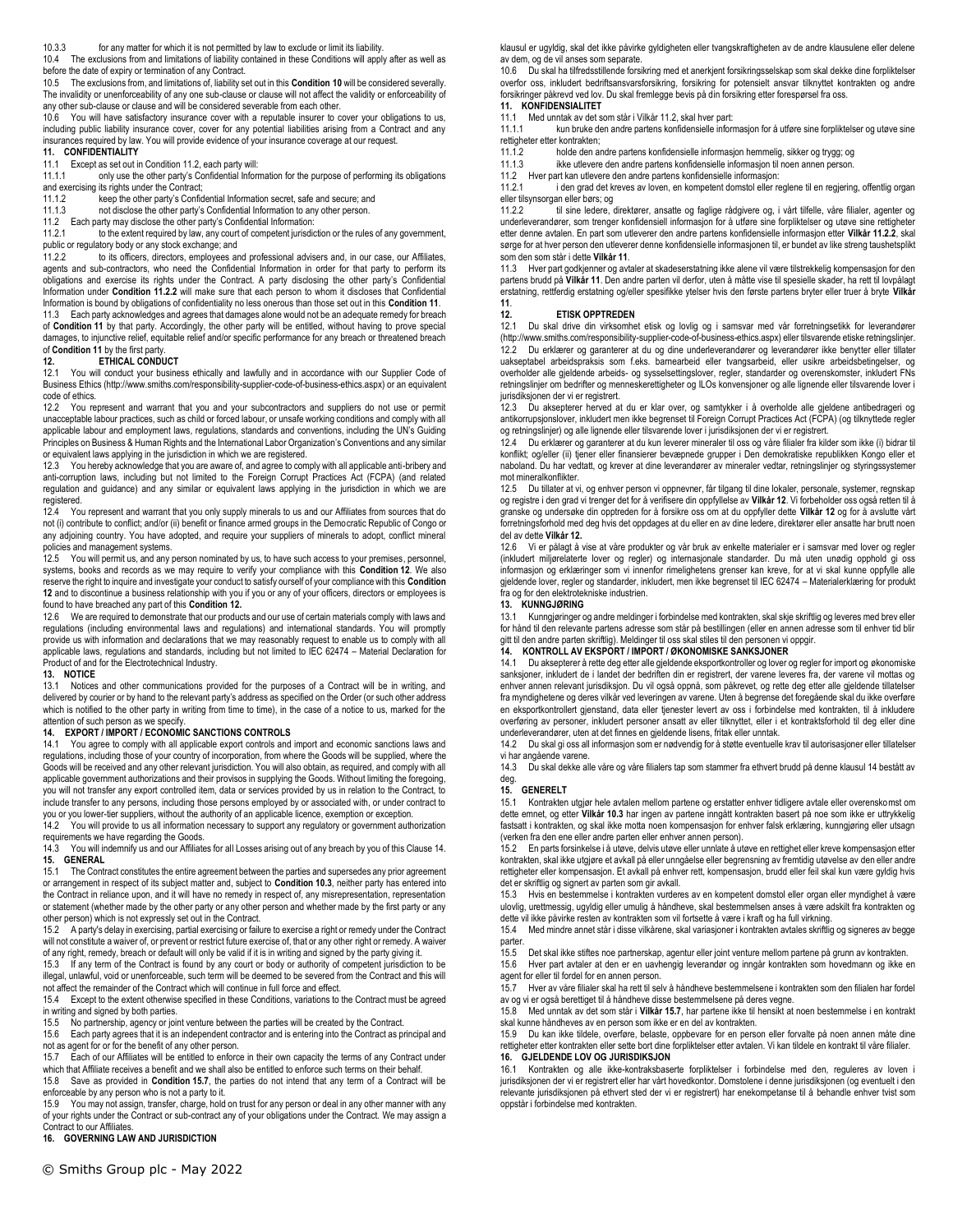10.3.3 for any matter for which it is not permitted by law to exclude or limit its liability.

10.4 The exclusions from and limitations of liability contained in these Conditions will apply after as well as before the date of expiry or termination of any Contract.

10.5 The exclusions from, and limitations of, liability set out in this **Condition 10** will be considered severally. The invalidity or unenforceability of any one sub-clause or clause will not affect the validity or enforceability of any other sub-clause or clause and will be considered severable from each other.

10.6 You will have satisfactory insurance cover with a reputable insurer to cover your obligations to us, including public liability insurance cover, cover for any potential liabilities arising from a Contract and any insurances required by law. You will provide evidence of your insurance coverage at our request.

**11. CONFIDENTIALITY**

11.1 Except as set out in Condition 11.2, each party will:

11.1.1 only use the other party's Confidential Information for the purpose of performing its obligations and exercising its rights under the Contract;

11.1.2 keep the other party's Confidential Information secret, safe and secure; and

11.1.3 not disclose the other party's Confidential Information to any other person.

11.2 Each party may disclose the other party's Confidential Information:

11.2.1 to the extent required by law, any court of competent jurisdiction or the rules of any government, public or regulatory body or any stock exchange; and

11.2.2 to its officers, directors, employees and professional advisers and, in our case, our Affiliates, agents and sub-contractors, who need the Confidential Information in order for that party to perform its obligations and exercise its rights under the Contract. A party disclosing the other party's Confidential Information under **Condition 11.2.2** will make sure that each person to whom it discloses that Confidential Information is bound by obligations of confidentiality no less onerous than those set out in this **Condition 11**.

11.3 Each party acknowledges and agrees that damages alone would not be an adequate remedy for breach of **Condition 11** by that party. Accordingly, the other party will be entitled, without having to prove special damages, to injunctive relief, equitable relief and/or specific performance for any breach or threatened breach of **Condition 11** by the first party.

**12. ETHICAL CONDUCT**

12.1 You will conduct your business ethically and lawfully and in accordance with our Supplier Code of Business Ethics (http://www.smiths.com/responsibility-supplier-code-of-business-ethics.aspx) or an equivalent code of ethics.

12.2 You represent and warrant that you and your subcontractors and suppliers do not use or permit unacceptable labour practices, such as child or forced labour, or unsafe working conditions and comply with all applicable labour and employment laws, regulations, standards and conventions, including the UN's Guiding Principles on Business & Human Rights and the International Labor Organization's Conventions and any similar or equivalent laws applying in the jurisdiction in which we are registered.

12.3 You hereby acknowledge that you are aware of, and agree to comply with all applicable anti-bribery and anti-corruption laws, including but not limited to the Foreign Corrupt Practices Act (FCPA) (and related regulation and guidance) and any similar or equivalent laws applying in the jurisdiction in which we are registered.

12.4 You represent and warrant that you only supply minerals to us and our Affiliates from sources that do not (i) contribute to conflict; and/or (ii) benefit or finance armed groups in the Democratic Republic of Congo or any adjoining country. You have adopted, and require your suppliers of minerals to adopt, conflict mineral policies and management systems.

12.5 You will permit us, and any person nominated by us, to have such access to your premises, personnel, systems, books and records as we may require to verify your compliance with this **Condition 12**. We also reserve the right to inquire and investigate your conduct to satisfy ourself of your compliance with this **Condition 12** and to discontinue a business relationship with you if you or any of your officers, directors or employees is found to have breached any part of this **Condition 12.**

12.6 We are required to demonstrate that our products and our use of certain materials comply with laws and regulations (including environmental laws and regulations) and international standards. You will promptly provide us with information and declarations that we may reasonably request to enable us to comply with all applicable laws, regulations and standards, including but not limited to IEC 62474 – Material Declaration for Product of and for the Electrotechnical Industry.

**13. NOTICE**

13.1 Notices and other communications provided for the purposes of a Contract will be in writing, and delivered by courier or by hand to the relevant party's address as specified on the Order (or such other address which is notified to the other party in writing from time to time), in the case of a notice to us, marked for the attention of such person as we specify.

**14. EXPORT / IMPORT / ECONOMIC SANCTIONS CONTROLS**

14.1 You agree to comply with all applicable export controls and import and economic sanctions laws and regulations, including those of your country of incorporation, from where the Goods will be supplied, where the Goods will be received and any other relevant jurisdiction. You will also obtain, as required, and comply with all applicable government authorizations and their provisos in supplying the Goods. Without limiting the foregoing, you will not transfer any export controlled item, data or services provided by us in relation to the Contract, to include transfer to any persons, including those persons employed by or associated with, or under contract to you or you lower-tier suppliers, without the authority of an applicable licence, exemption or exception.

14.2 You will provide to us all information necessary to support any regulatory or government authorization requirements we have regarding the Goods.

14.3 You will indemnify us and our Affiliates for all Losses arising out of any breach by you of this Clause 14.

**15. GENERAL**

15.1 The Contract constitutes the entire agreement between the parties and supersedes any prior agreement or arrangement in respect of its subject matter and, subject to **Condition 10.3**, neither party has entered into the Contract in reliance upon, and it will have no remedy in respect of, any misrepresentation, representation or statement (whether made by the other party or any other person and whether made by the first party or any other person) which is not expressly set out in the Contract.

15.2 A party's delay in exercising, partial exercising or failure to exercise a right or remedy under the Contract will not constitute a waiver of, or prevent or restrict future exercise of, that or any other right or remedy. A waiver of any right, remedy, breach or default will only be valid if it is in writing and signed by the party giving it.

15.3 If any term of the Contract is found by any court or body or authority of competent jurisdiction to be illegal, unlawful, void or unenforceable, such term will be deemed to be severed from the Contract and this will not affect the remainder of the Contract which will continue in full force and effect.

15.4 Except to the extent otherwise specified in these Conditions, variations to the Contract must be agreed in writing and signed by both parties.

15.5 No partnership, agency or joint venture between the parties will be created by the Contract.

15.6 Each party agrees that it is an independent contractor and is entering into the Contract as principal and not as agent for or for the benefit of any other person.

15.7 Each of our Affiliates will be entitled to enforce in their own capacity the terms of any Contract under which that Affiliate receives a benefit and we shall also be entitled to enforce such terms on their behalf.

15.8 Save as provided in **Condition 15.7**, the parties do not intend that any term of a Contract will be enforceable by any person who is not a party to it.

15.9 You may not assign, transfer, charge, hold on trust for any person or deal in any other manner with any of your rights under the Contract or sub-contract any of your obligations under the Contract. We may assign a Contract to our Affiliates.

**16. GOVERNING LAW AND JURISDICTION**

klausul er ugyldig, skal det ikke påvirke gyldigheten eller tvangskraftigheten av de andre klausulene eller delene av dem, og de vil anses som separate.

10.6 Du skal ha tilfredsstillende forsikring med et anerkjent forsikringsselskap som skal dekke dine forpliktelser overfor oss, inkludert bedriftsansvarsforsikring, forsikring for potensielt ansvar tilknyttet kontrakten og andre forsikringer påkrevd ved lov. Du skal fremlegge bevis på din forsikring etter forespørsel fra oss.

**11. KONFIDENSIALITET**

11.1 Med unntak av det som står i Vilkår 11.2, skal hver part:

11.1.1 kun bruke den andre partens konfidensielle informasjon for å utføre sine forpliktelser og utøve sine rettigheter etter kontrakten;

11.1.2 holde den andre partens konfidensielle informasjon hemmelig, sikker og trygg; og

11.1.3 ikke utlevere den andre partens konfidensielle informasjon til noen annen person.

11.2 Hver part kan utlevere den andre partens konfidensielle informasjon:

11.2.1 i den grad det kreves av loven, en kompetent domstol eller reglene til en regjering, offentlig organ eller tilsynsorgan eller børs; og

11.2.2 til sine ledere, direktører, ansatte og faglige rådgivere og, i vårt tilfelle, våre filialer, agenter og underleverandører, som trenger konfidensiell informasjon for å utføre sine forpliktelser og utøve sine rettigheter etter denne avtalen. En part som utleverer den andre partens konfidensielle informasjon etter **Vilkår 11.2.2**, skal sørge for at hver person den utleverer denne konfidensielle informasjonen til, er bundet av like streng taushetsplikt som den som står i dette **Vilkår 11**.

11.3 Hver part godkjenner og avtaler at skadeserstatning ikke alene vil være tilstrekkelig kompensasjon for den partens brudd på **Vilkår 11**. Den andre parten vil derfor, uten å måtte vise til spesielle skader, ha rett til lovpålagt erstatning, rettferdig erstatning og/eller spesifikke ytelser hvis den første partens bryter eller truer å bryte **Vilkår 11**.

**12. ETISK OPPTREDEN**

12.1 Du skal drive din virksomhet etisk og lovlig og i samsvar med vår forretningsetikk for leverandører (http://www.smiths.com/responsibility-supplier-code-of-business-ethics.aspx) eller tilsvarende etiske retningslinjer.

12.2 Du erklærer og garanterer at du og dine underleverandører og leverandører ikke benytter eller tillater uakseptabel arbeidspraksis som f.eks. barnearbeid eller tvangsarbeid, eller usikre arbeidsbetingelser, og overholder alle gjeldende arbeids- og sysselsettingslover, regler, standarder og overenskomster, inkludert FNs retningslinjer om bedrifter og menneskerettigheter og ILOs konvensjoner og alle lignende eller tilsvarende lover i jurisdiksjonen der vi er registrert.

12.3 Du aksepterer herved at du er klar over, og samtykker i å overholde alle gjeldene antibedrageri og antikorrupsjonslover, inkludert men ikke begrenset til Foreign Corrupt Practices Act (FCPA) (og tilknyttede regler og retningslinjer) og alle lignende eller tilsvarende lover i jurisdiksjonen der vi er registrert.

12.4 Du erklærer og garanterer at du kun leverer mineraler til oss og våre filialer fra kilder som ikke (i) bidrar til konflikt; og/eller (ii) tjener eller finansierer bevæpnede grupper i Den demokratiske republikken Kongo eller et naboland. Du har vedtatt, og krever at dine leverandører av mineraler vedtar, retningslinjer og styringssystemer mot mineralkonflikter.

12.5 Du tillater at vi, og enhver person vi oppnevner, får tilgang til dine lokaler, personale, systemer, regnskap og registre i den grad vi trenger det for å verifisere din oppfyllelse av **Vilkår 12**. Vi forbeholder oss også retten til å granske og undersøke din opptreden for å forsikre oss om at du oppfyller dette **Vilkår 12** og for å avslutte vårt forretningsforhold med deg hvis det oppdages at du eller en av dine ledere, direktører eller ansatte har brutt noen del av dette **Vilkår 12.**

12.6 Vi er pålagt å vise at våre produkter og vår bruk av enkelte materialer er i samsvar med lover og regler (inkludert miljørelaterte lover og regler) og internasjonale standarder. Du må uten unødig opphold gi oss informasjon og erklæringer som vi innenfor rimelighetens grenser kan kreve, for at vi skal kunne oppfylle alle gjeldende lover, regler og standarder, inkludert, men ikke begrenset til IEC 62474 – Materialerklæring for produkt fra og for den elektrotekniske industrien.

**13. KUNNGJØRING**

13.1 Kunngjøringer og andre meldinger i forbindelse med kontrakten, skal skje skriftlig og leveres med brev eller for hånd til den relevante partens adresse som står på bestillingen (eller en annen adresse som til enhver tid blir gitt til den andre parten skriftlig). Meldinger til oss skal stiles til den personen vi oppgir.

**14. KONTROLL AV EKSPORT / IMPORT / ØKONOMISKE SANKSJONER**

14.1 Du aksepterer å rette deg etter alle gjeldende eksportkontroller og lover og regler for import og økonomiske sanksjoner, inkludert de i landet der bedriften din er registrert, der varene leveres fra, der varene vil mottas og enhver annen relevant jurisdiksjon. Du vil også oppnå, som påkrevet, og rette deg etter alle gjeldende tillatelser fra myndighetene og deres vilkår ved leveringen av varene. Uten å begrense det foregående skal du ikke overføre en eksportkontrollert gjenstand, data eller tjenester levert av oss i forbindelse med kontrakten, til å inkludere overføring av personer, inkludert personer ansatt av eller tilknyttet, eller i et kontraktsforhold til deg eller dine underleverandører, uten at det finnes en gjeldende lisens, fritak eller unntak.

14.2 Du skal gi oss all informasjon som er nødvendig for å støtte eventuelle krav til autorisasjoner eller tillatelser vi har angående varene.

14.3 Du skal dekke alle våre og våre filialers tap som stammer fra ethvert brudd på denne klausul 14 bestått av deg.

**15. GENERELT**

15.1 Kontrakten utgjør hele avtalen mellom partene og erstatter enhver tidligere avtale eller overenskomst om dette emnet, og etter **Vilkår 10.3** har ingen av partene inngått kontrakten basert på noe som ikke er uttrykkelig fastsatt i kontrakten, og skal ikke motta noen kompensasjon for enhver falsk erklæring, kunngjøring eller utsagn (verken fra den ene eller andre parten eller enhver annen person).

15.2 En parts forsinkelse i å utøve, delvis utøve eller unnlate å utøve en rettighet eller kreve kompensasjon etter kontrakten, skal ikke utgjøre et avkall på eller unngåelse eller begrensning av fremtidig utøvelse av den eller andre rettigheter eller kompensasjon. Et avkall på enhver rett, kompensasjon, brudd eller feil skal kun være gyldig hvis det er skriftlig og signert av parten som gir avkall.

15.3 Hvis en bestemmelse i kontrakten vurderes av en kompetent domstol eller organ eller myndighet å være ulovlig, urettmessig, ugyldig eller umulig å håndheve, skal bestemmelsen anses å være adskilt fra kontrakten og dette vil ikke påvirke resten av kontrakten som vil fortsette å være i kraft og ha full virkning.

15.4 Med mindre annet står i disse vilkårene, skal variasjoner i kontrakten avtales skriftlig og signeres av begge parter.

15.5 Det skal ikke stiftes noe partnerskap, agentur eller joint venture mellom partene på grunn av kontrakten.

15.6 Hver part avtaler at den er en uavhengig leverandør og inngår kontrakten som hovedmann og ikke en agent for eller til fordel for en annen person.

15.7 Hver av våre filialer skal ha rett til selv å håndheve bestemmelsene i kontrakten som den filialen har fordel av og vi er også berettiget til å håndheve disse bestemmelsene på deres vegne.

15.8 Med unntak av det som står i **Vilkår 15.7**, har partene ikke til hensikt at noen bestemmelse i en kontrakt skal kunne håndheves av en person som ikke er en del av kontrakten.

15.9 Du kan ikke tildele, overføre, belaste, oppbevare for en person eller forvalte på noen annen måte dine rettigheter etter kontrakten eller sette bort dine forpliktelser etter avtalen. Vi kan tildele en kontrakt til våre filialer.

**16. GJELDENDE LOV OG JURISDIKSJON**

16.1 Kontrakten og alle ikke-kontraksbaserte forpliktelser i forbindelse med den, reguleres av loven i jurisdiksjonen der vi er registrert eller har vårt hovedkontor. Domstolene i denne jurisdiksjonen (og eventuelt i den relevante jurisdiksjonen på ethvert sted der vi er registrert) har enekompetanse til å behandle enhver tvist som oppstår i forbindelse med kontrakten.

© Smiths Group plc - May 2022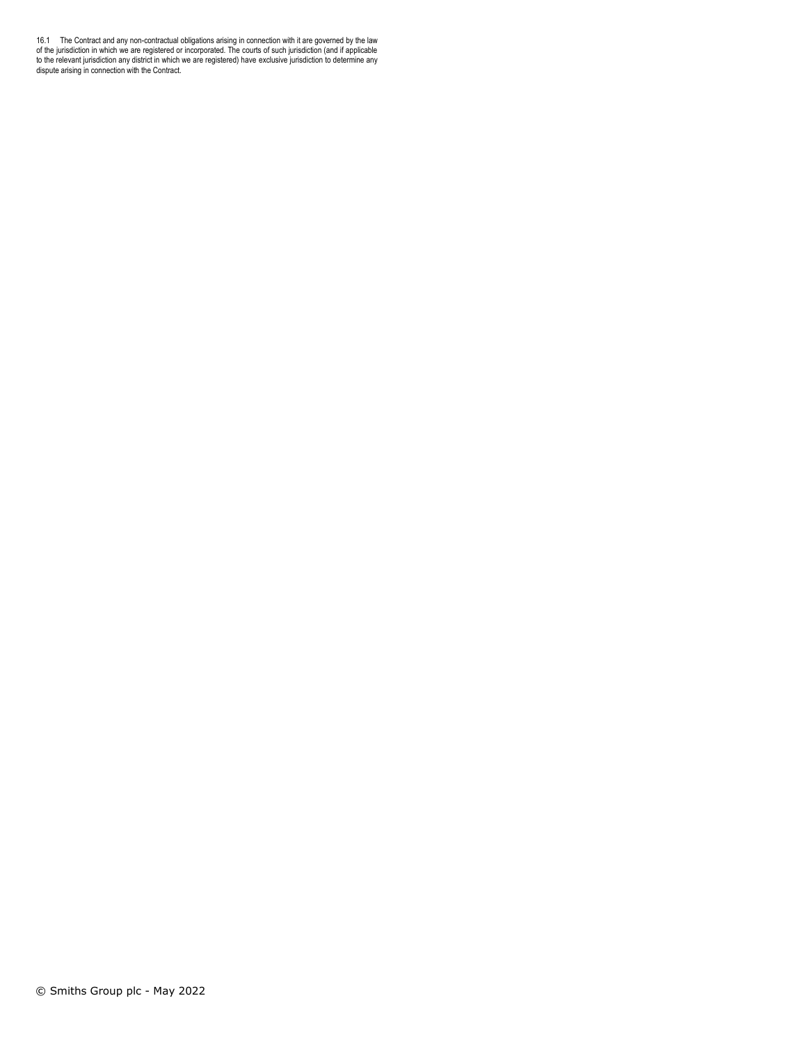16.1 The Contract and any non-contractual obligations arising in connection with it are governed by the law of the jurisdiction in which we are registered or incorporated. The courts of such jurisdiction (and if applicable to the relevant jurisdiction any district in which we are registered) have exclusive jurisdiction to determine any dispute arising in connection with the Contract.

© Smiths Group plc - May 2022